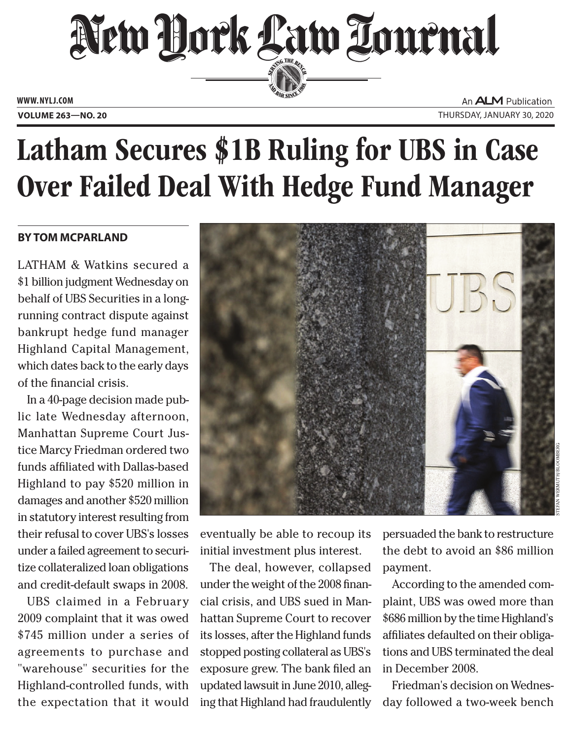# New York Law Journal

WWW.NYLJ.COM

VOLUME 263—NO. 20

An ALM Publication

THURSDAY, JANUARY 30, 2020

# Latham Secures $1B Ruling for UBS in Case Over Failed Deal With Hedge Fund Manager

**BY TOM MCPARLAND**

LATHAM & Watkins secured a $1 billion judgment Wednesday on behalf of UBS Securities in a long-running contract dispute against bankrupt hedge fund manager Highland Capital Management, which dates back to the early days of the financial crisis.

In a 40-page decision made public late Wednesday afternoon, Manhattan Supreme Court Justice Marcy Friedman ordered two funds affiliated with Dallas-based Highland to pay $520 million in damages and another $520 million in statutory interest resulting from their refusal to cover UBS's losses under a failed agreement to securitize collateralized loan obligations and credit-default swaps in 2008.

UBS claimed in a February 2009 complaint that it was owed $745 million under a series of agreements to purchase and "warehouse" securities for the Highland-controlled funds, with the expectation that it would eventually be able to recoup its initial investment plus interest.

The deal, however, collapsed under the weight of the 2008 financial crisis, and UBS sued in Manhattan Supreme Court to recover its losses, after the Highland funds stopped posting collateral as UBS's exposure grew. The bank filed an updated lawsuit in June 2010, alleging that Highland had fraudulently persuaded the bank to restructure the debt to avoid an $86 million payment.

According to the amended complaint, UBS was owed more than $686 million by the time Highland's affiliates defaulted on their obligations and UBS terminated the deal in December 2008.

Friedman's decision on Wednesday followed a two-week bench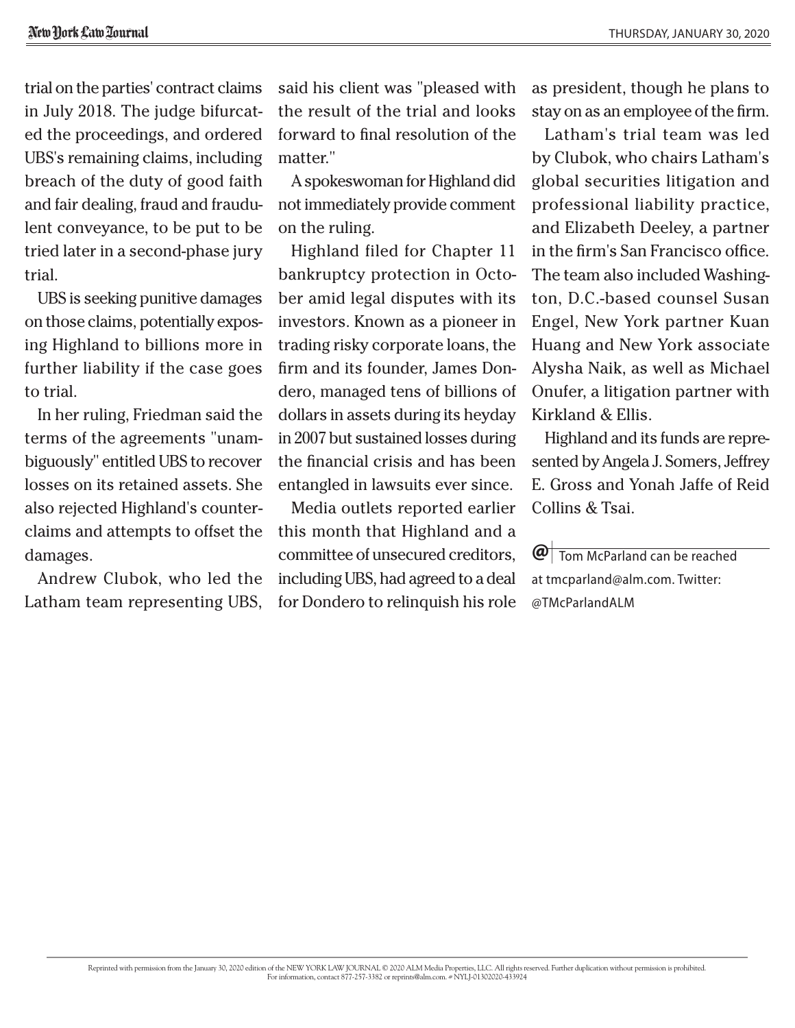trial on the parties' contract claims in July 2018. The judge bifurcated the proceedings, and ordered UBS's remaining claims, including breach of the duty of good faith and fair dealing, fraud and fraudulent conveyance, to be put to be tried later in a second-phase jury trial.

UBS is seeking punitive damages on those claims, potentially exposing Highland to billions more in further liability if the case goes to trial.

In her ruling, Friedman said the terms of the agreements "unambiguously" entitled UBS to recover losses on its retained assets. She also rejected Highland's counterclaims and attempts to offset the damages.

Andrew Clubok, who led the Latham team representing UBS, said his client was "pleased with the result of the trial and looks forward to final resolution of the matter."

A spokeswoman for Highland did not immediately provide comment on the ruling.

Highland filed for Chapter 11 bankruptcy protection in October amid legal disputes with its investors. Known as a pioneer in trading risky corporate loans, the firm and its founder, James Dondero, managed tens of billions of dollars in assets during its heyday in 2007 but sustained losses during the financial crisis and has been entangled in lawsuits ever since.

Media outlets reported earlier this month that Highland and a committee of unsecured creditors, including UBS, had agreed to a deal for Dondero to relinquish his role as president, though he plans to stay on as an employee of the firm.

Latham's trial team was led by Clubok, who chairs Latham's global securities litigation and professional liability practice, and Elizabeth Deeley, a partner in the firm's San Francisco office. The team also included Washington, D.C.-based counsel Susan Engel, New York partner Kuan Huang and New York associate Alysha Naik, as well as Michael Onufer, a litigation partner with Kirkland & Ellis.

Highland and its funds are represented by Angela J. Somers, Jeffrey E. Gross and Yonah Jaffe of Reid Collins & Tsai.

@ Tom McParland can be reached at tmcparland@alm.com. Twitter: @TMcParlandALM

Reprinted with permission from the January 30, 2020 edition of the NEW YORK LAW JOURNAL © 2020 ALM Media Properties, LLC. All rights reserved. Further duplication without permission is prohibited. For information, contact 877-257-3382 or reprints@alm.com. # NYLJ-01302020-433924